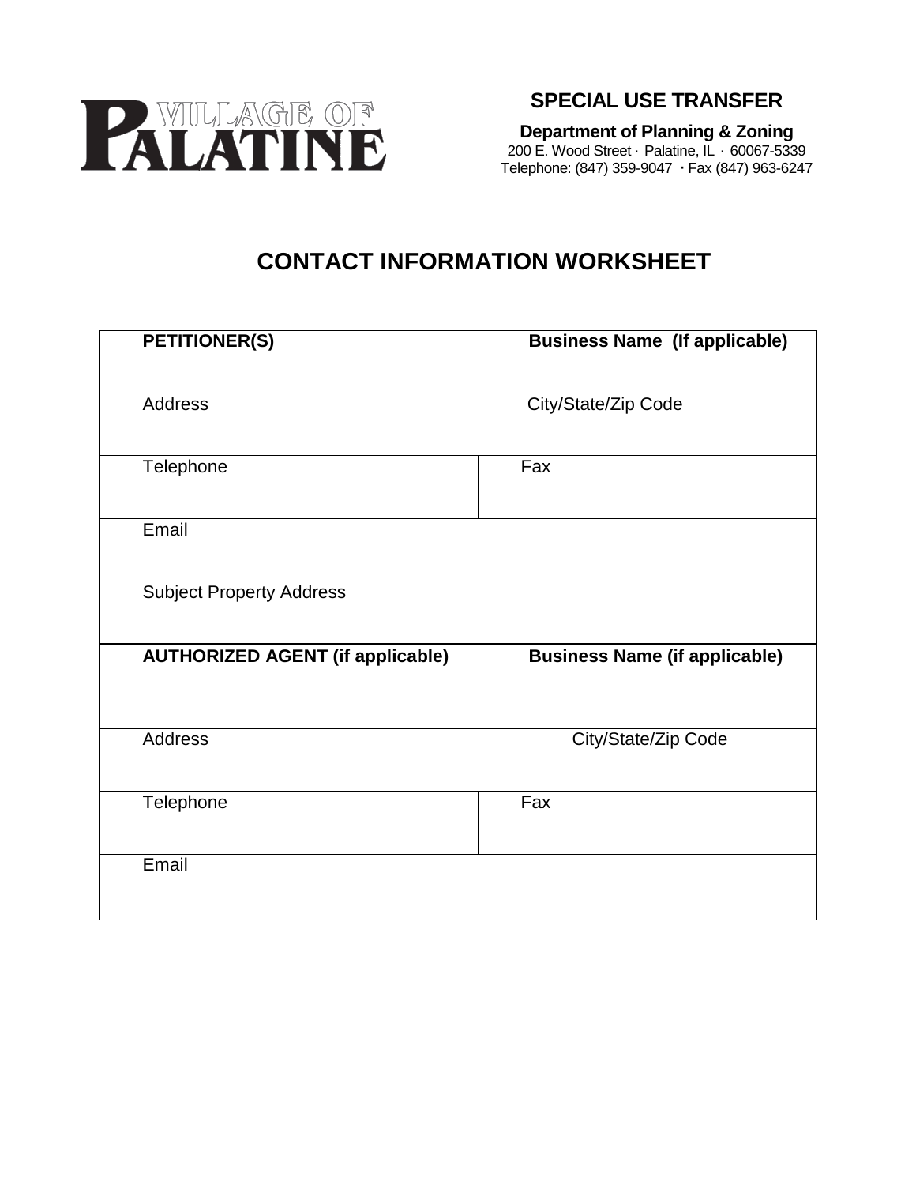VILLAGE OF PALATINE

## SPECIAL USE TRANSFER

**Department of Planning & Zoning**
200 E. Wood Street · Palatine, IL · 60067-5339
Telephone: (847) 359-9047 · Fax (847) 963-6247

# CONTACT INFORMATION WORKSHEET

| | |
|---|---|
| **PETITIONER(S)** | **Business Name (If applicable)** |
| Address | City/State/Zip Code |
| Telephone | Fax |
| Email | |
| Subject Property Address | |
| **AUTHORIZED AGENT (if applicable)** | **Business Name (if applicable)** |
| Address | City/State/Zip Code |
| Telephone | Fax |
| Email | |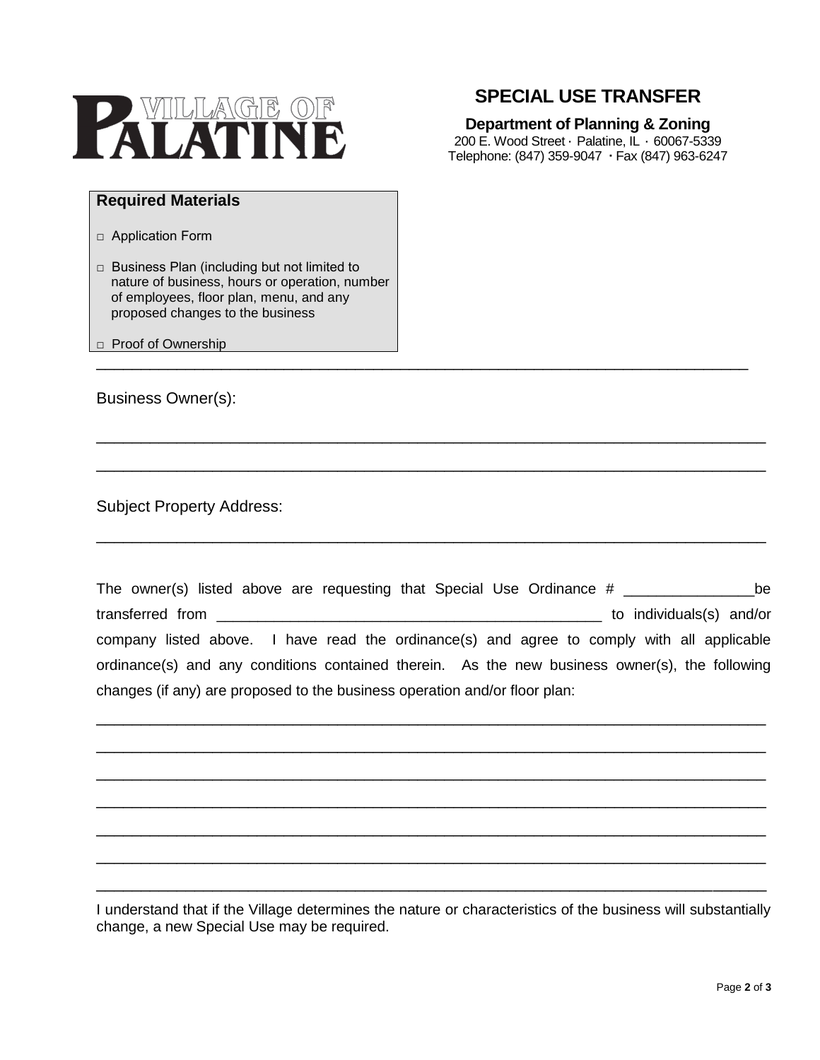# VILLAGE OF PALATINE

## SPECIAL USE TRANSFER

**Department of Planning & Zoning**
200 E. Wood Street · Palatine, IL · 60067-5339
Telephone: (847) 359-9047 · Fax (847) 963-6247

**Required Materials**

- □ Application Form
- □ Business Plan (including but not limited to nature of business, hours or operation, number of employees, floor plan, menu, and any proposed changes to the business
- □ Proof of Ownership

---

Business Owner(s):

\_\_\_\_\_\_\_\_\_\_\_\_\_\_\_\_\_\_\_\_\_\_\_\_\_\_\_\_\_\_\_\_\_\_\_\_\_\_\_\_\_\_\_\_\_\_\_\_\_\_\_\_\_\_\_\_\_\_\_\_\_\_\_\_\_\_\_\_\_\_\_\_

\_\_\_\_\_\_\_\_\_\_\_\_\_\_\_\_\_\_\_\_\_\_\_\_\_\_\_\_\_\_\_\_\_\_\_\_\_\_\_\_\_\_\_\_\_\_\_\_\_\_\_\_\_\_\_\_\_\_\_\_\_\_\_\_\_\_\_\_\_\_\_\_

Subject Property Address:

\_\_\_\_\_\_\_\_\_\_\_\_\_\_\_\_\_\_\_\_\_\_\_\_\_\_\_\_\_\_\_\_\_\_\_\_\_\_\_\_\_\_\_\_\_\_\_\_\_\_\_\_\_\_\_\_\_\_\_\_\_\_\_\_\_\_\_\_\_\_\_\_

The owner(s) listed above are requesting that Special Use Ordinance # \_\_\_\_\_\_\_\_\_\_\_\_\_\_\_\_ be transferred from \_\_\_\_\_\_\_\_\_\_\_\_\_\_\_\_\_\_\_\_\_\_\_\_\_\_\_\_\_\_\_\_\_\_\_\_\_\_\_\_\_\_\_\_\_\_\_\_ to individuals(s) and/or company listed above. I have read the ordinance(s) and agree to comply with all applicable ordinance(s) and any conditions contained therein. As the new business owner(s), the following changes (if any) are proposed to the business operation and/or floor plan:

\_\_\_\_\_\_\_\_\_\_\_\_\_\_\_\_\_\_\_\_\_\_\_\_\_\_\_\_\_\_\_\_\_\_\_\_\_\_\_\_\_\_\_\_\_\_\_\_\_\_\_\_\_\_\_\_\_\_\_\_\_\_\_\_\_\_\_\_\_\_\_\_

\_\_\_\_\_\_\_\_\_\_\_\_\_\_\_\_\_\_\_\_\_\_\_\_\_\_\_\_\_\_\_\_\_\_\_\_\_\_\_\_\_\_\_\_\_\_\_\_\_\_\_\_\_\_\_\_\_\_\_\_\_\_\_\_\_\_\_\_\_\_\_\_

\_\_\_\_\_\_\_\_\_\_\_\_\_\_\_\_\_\_\_\_\_\_\_\_\_\_\_\_\_\_\_\_\_\_\_\_\_\_\_\_\_\_\_\_\_\_\_\_\_\_\_\_\_\_\_\_\_\_\_\_\_\_\_\_\_\_\_\_\_\_\_\_

\_\_\_\_\_\_\_\_\_\_\_\_\_\_\_\_\_\_\_\_\_\_\_\_\_\_\_\_\_\_\_\_\_\_\_\_\_\_\_\_\_\_\_\_\_\_\_\_\_\_\_\_\_\_\_\_\_\_\_\_\_\_\_\_\_\_\_\_\_\_\_\_

\_\_\_\_\_\_\_\_\_\_\_\_\_\_\_\_\_\_\_\_\_\_\_\_\_\_\_\_\_\_\_\_\_\_\_\_\_\_\_\_\_\_\_\_\_\_\_\_\_\_\_\_\_\_\_\_\_\_\_\_\_\_\_\_\_\_\_\_\_\_\_\_

\_\_\_\_\_\_\_\_\_\_\_\_\_\_\_\_\_\_\_\_\_\_\_\_\_\_\_\_\_\_\_\_\_\_\_\_\_\_\_\_\_\_\_\_\_\_\_\_\_\_\_\_\_\_\_\_\_\_\_\_\_\_\_\_\_\_\_\_\_\_\_\_

\_\_\_\_\_\_\_\_\_\_\_\_\_\_\_\_\_\_\_\_\_\_\_\_\_\_\_\_\_\_\_\_\_\_\_\_\_\_\_\_\_\_\_\_\_\_\_\_\_\_\_\_\_\_\_\_\_\_\_\_\_\_\_\_\_\_\_\_\_\_\_\_

I understand that if the Village determines the nature or characteristics of the business will substantially change, a new Special Use may be required.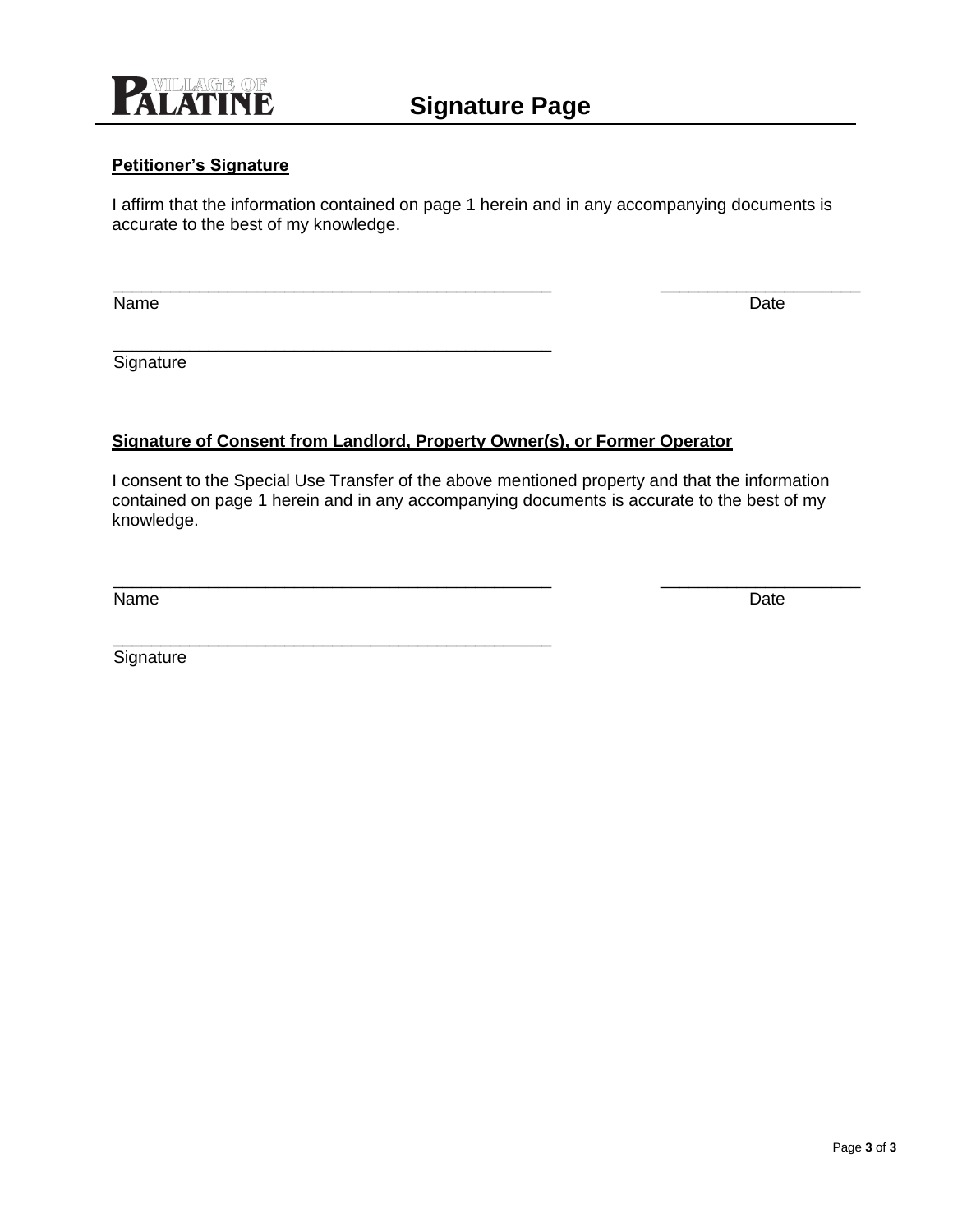VILLAGE OF PALATINE

# Signature Page

**Petitioner's Signature**

I affirm that the information contained on page 1 herein and in any accompanying documents is accurate to the best of my knowledge.

_______________________________________________ _____________________

Name Date

_______________________________________________

Signature

**Signature of Consent from Landlord, Property Owner(s), or Former Operator**

I consent to the Special Use Transfer of the above mentioned property and that the information contained on page 1 herein and in any accompanying documents is accurate to the best of my knowledge.

_______________________________________________ _____________________

Name Date

_______________________________________________

Signature